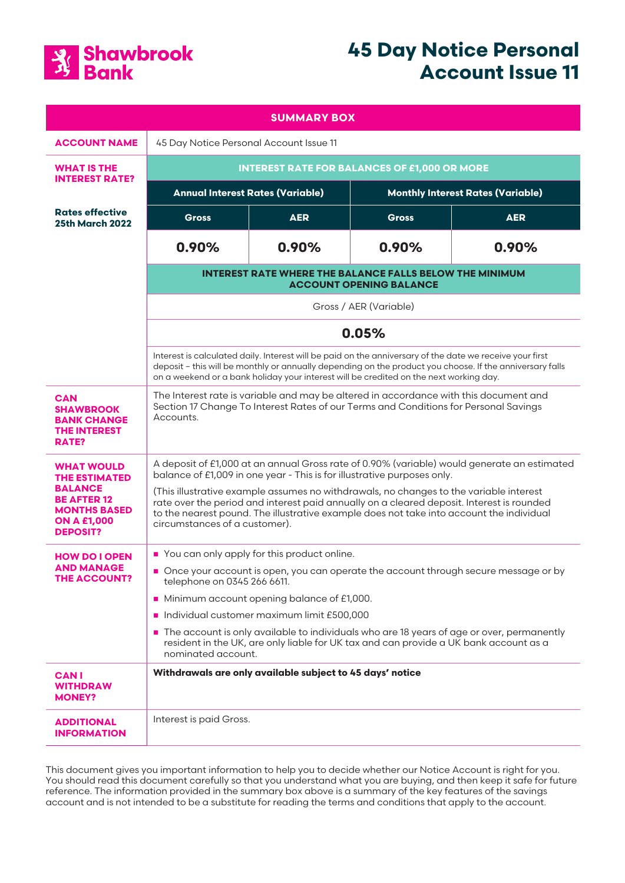Shawbrook Bank

# 45 Day Notice Personal Account Issue 11

## SUMMARY BOX

| | | | | |
|---|---|---|---|---|
| **ACCOUNT NAME** | 45 Day Notice Personal Account Issue 11 | | | |
| **WHAT IS THE INTEREST RATE?** | **INTEREST RATE FOR BALANCES OF £1,000 OR MORE** | | | |
| **Rates effective 25th March 2022** | **Annual Interest Rates (Variable)** | | **Monthly Interest Rates (Variable)** | |
| | **Gross** | **AER** | **Gross** | **AER** |
| | **0.90%** | **0.90%** | **0.90%** | **0.90%** |
| | **INTEREST RATE WHERE THE BALANCE FALLS BELOW THE MINIMUM ACCOUNT OPENING BALANCE** | | | |
| | Gross / AER (Variable) | | | |
| | **0.05%** | | | |
| | Interest is calculated daily. Interest will be paid on the anniversary of the date we receive your first deposit – this will be monthly or annually depending on the product you choose. If the anniversary falls on a weekend or a bank holiday your interest will be credited on the next working day. | | | |
| **CAN SHAWBROOK BANK CHANGE THE INTEREST RATE?** | The Interest rate is variable and may be altered in accordance with this document and Section 17 Change To Interest Rates of our Terms and Conditions for Personal Savings Accounts. | | | |
| **WHAT WOULD THE ESTIMATED BALANCE BE AFTER 12 MONTHS BASED ON A £1,000 DEPOSIT?** | A deposit of £1,000 at an annual Gross rate of 0.90% (variable) would generate an estimated balance of £1,009 in one year - This is for illustrative purposes only.<br><br>(This illustrative example assumes no withdrawals, no changes to the variable interest rate over the period and interest paid annually on a cleared deposit. Interest is rounded to the nearest pound. The illustrative example does not take into account the individual circumstances of a customer). | | | |
| **HOW DO I OPEN AND MANAGE THE ACCOUNT?** | - You can only apply for this product online.<br>- Once your account is open, you can operate the account through secure message or by telephone on 0345 266 6611.<br>- Minimum account opening balance of £1,000.<br>- Individual customer maximum limit £500,000<br>- The account is only available to individuals who are 18 years of age or over, permanently resident in the UK, are only liable for UK tax and can provide a UK bank account as a nominated account. | | | |
| **CAN I WITHDRAW MONEY?** | **Withdrawals are only available subject to 45 days' notice** | | | |
| **ADDITIONAL INFORMATION** | Interest is paid Gross. | | | |

This document gives you important information to help you to decide whether our Notice Account is right for you. You should read this document carefully so that you understand what you are buying, and then keep it safe for future reference. The information provided in the summary box above is a summary of the key features of the savings account and is not intended to be a substitute for reading the terms and conditions that apply to the account.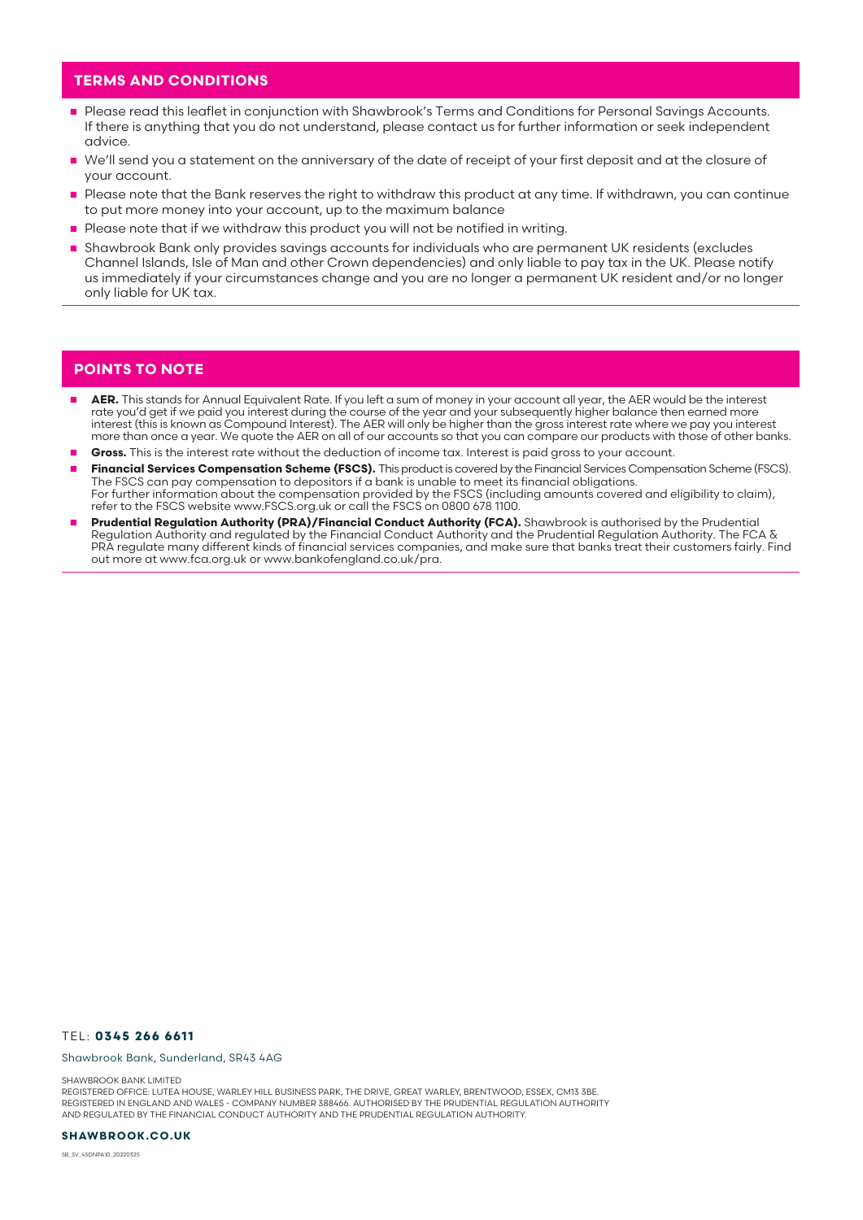## TERMS AND CONDITIONS

- Please read this leaflet in conjunction with Shawbrook's Terms and Conditions for Personal Savings Accounts. If there is anything that you do not understand, please contact us for further information or seek independent advice.
- We'll send you a statement on the anniversary of the date of receipt of your first deposit and at the closure of your account.
- Please note that the Bank reserves the right to withdraw this product at any time. If withdrawn, you can continue to put more money into your account, up to the maximum balance
- Please note that if we withdraw this product you will not be notified in writing.
- Shawbrook Bank only provides savings accounts for individuals who are permanent UK residents (excludes Channel Islands, Isle of Man and other Crown dependencies) and only liable to pay tax in the UK. Please notify us immediately if your circumstances change and you are no longer a permanent UK resident and/or no longer only liable for UK tax.

## POINTS TO NOTE

- **AER.** This stands for Annual Equivalent Rate. If you left a sum of money in your account all year, the AER would be the interest rate you'd get if we paid you interest during the course of the year and your subsequently higher balance then earned more interest (this is known as Compound Interest). The AER will only be higher than the gross interest rate where we pay you interest more than once a year. We quote the AER on all of our accounts so that you can compare our products with those of other banks.
- **Gross.** This is the interest rate without the deduction of income tax. Interest is paid gross to your account.
- **Financial Services Compensation Scheme (FSCS).** This product is covered by the Financial Services Compensation Scheme (FSCS). The FSCS can pay compensation to depositors if a bank is unable to meet its financial obligations.
  For further information about the compensation provided by the FSCS (including amounts covered and eligibility to claim), refer to the FSCS website www.FSCS.org.uk or call the FSCS on 0800 678 1100.
- **Prudential Regulation Authority (PRA)/Financial Conduct Authority (FCA).** Shawbrook is authorised by the Prudential Regulation Authority and regulated by the Financial Conduct Authority and the Prudential Regulation Authority. The FCA & PRA regulate many different kinds of financial services companies, and make sure that banks treat their customers fairly. Find out more at www.fca.org.uk or www.bankofengland.co.uk/pra.

TEL: **0345 266 6611**

Shawbrook Bank, Sunderland, SR43 4AG

SHAWBROOK BANK LIMITED
REGISTERED OFFICE: LUTEA HOUSE, WARLEY HILL BUSINESS PARK, THE DRIVE, GREAT WARLEY, BRENTWOOD, ESSEX, CM13 3BE.
REGISTERED IN ENGLAND AND WALES - COMPANY NUMBER 388466. AUTHORISED BY THE PRUDENTIAL REGULATION AUTHORITY AND REGULATED BY THE FINANCIAL CONDUCT AUTHORITY AND THE PRUDENTIAL REGULATION AUTHORITY.

**SHAWBROOK.CO.UK**

SB_SV_45DNPA10_20220325